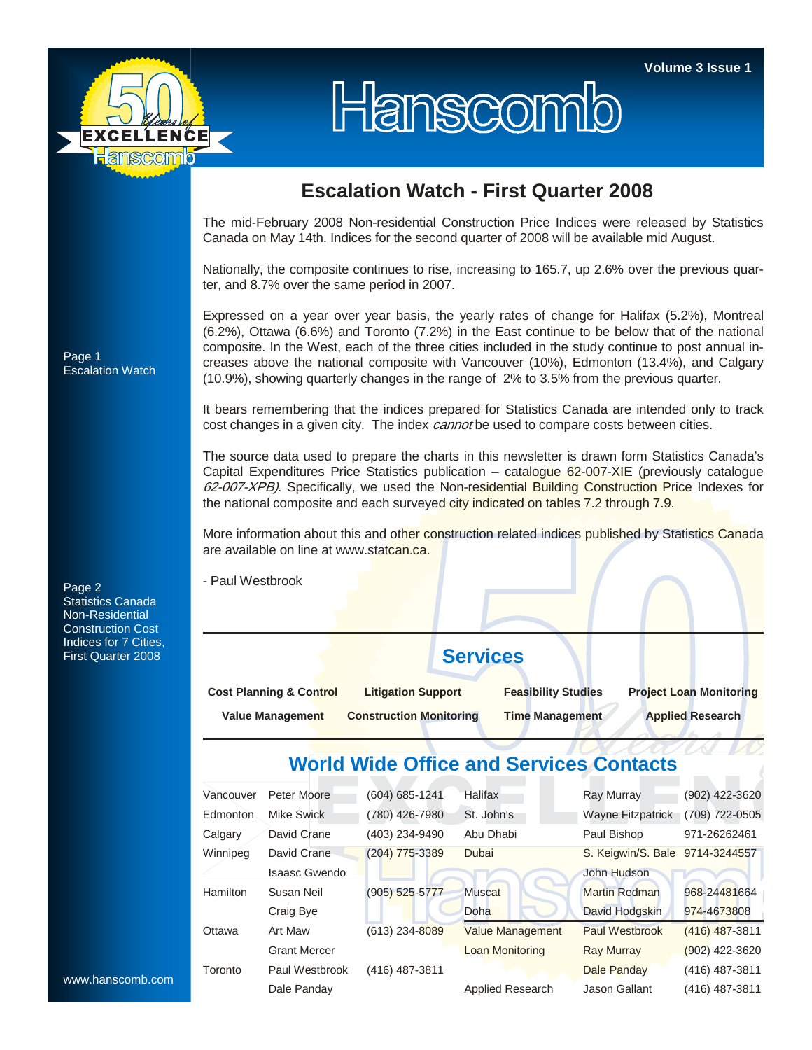# Hanscomb

Volume 3 Issue 1

## Escalation Watch - First Quarter 2008

The mid-February 2008 Non-residential Construction Price Indices were released by Statistics Canada on May 14th. Indices for the second quarter of 2008 will be available mid August.

Nationally, the composite continues to rise, increasing to 165.7, up 2.6% over the previous quarter, and 8.7% over the same period in 2007.

Expressed on a year over year basis, the yearly rates of change for Halifax (5.2%), Montreal (6.2%), Ottawa (6.6%) and Toronto (7.2%) in the East continue to be below that of the national composite. In the West, each of the three cities included in the study continue to post annual increases above the national composite with Vancouver (10%), Edmonton (13.4%), and Calgary (10.9%), showing quarterly changes in the range of 2% to 3.5% from the previous quarter.

It bears remembering that the indices prepared for Statistics Canada are intended only to track cost changes in a given city. The index *cannot* be used to compare costs between cities.

The source data used to prepare the charts in this newsletter is drawn form Statistics Canada's Capital Expenditures Price Statistics publication – catalogue 62-007-XIE (previously catalogue *62-007-XPB)*. Specifically, we used the Non-residential Building Construction Price Indexes for the national composite and each surveyed city indicated on tables 7.2 through 7.9.

More information about this and other construction related indices published by Statistics Canada are available on line at www.statcan.ca.

- Paul Westbrook

Page 1
Escalation Watch

Page 2
Statistics Canada Non-Residential Construction Cost Indices for 7 Cities, First Quarter 2008

## Services

| | | | |
|---|---|---|---|
| **Cost Planning & Control** | **Litigation Support** | **Feasibility Studies** | **Project Loan Monitoring** |
| **Value Management** | **Construction Monitoring** | **Time Management** | **Applied Research** |

## World Wide Office and Services Contacts

| | | | | | |
|---|---|---|---|---|---|
| Vancouver | Peter Moore | (604) 685-1241 | Halifax | Ray Murray | (902) 422-3620 |
| Edmonton | Mike Swick | (780) 426-7980 | St. John's | Wayne Fitzpatrick | (709) 722-0505 |
| Calgary | David Crane | (403) 234-9490 | Abu Dhabi | Paul Bishop | 971-26262461 |
| Winnipeg | David Crane | (204) 775-3389 | Dubai | S. Keigwin/S. Bale | 9714-3244557 |
| | Isaasc Gwendo | | | John Hudson | |
| Hamilton | Susan Neil | (905) 525-5777 | Muscat | Martin Redman | 968-24481664 |
| | Craig Bye | | Doha | David Hodgskin | 974-4673808 |
| Ottawa | Art Maw | (613) 234-8089 | Value Management | Paul Westbrook | (416) 487-3811 |
| | Grant Mercer | | Loan Monitoring | Ray Murray | (902) 422-3620 |
| Toronto | Paul Westbrook | (416) 487-3811 | | Dale Panday | (416) 487-3811 |
| | Dale Panday | | Applied Research | Jason Gallant | (416) 487-3811 |

www.hanscomb.com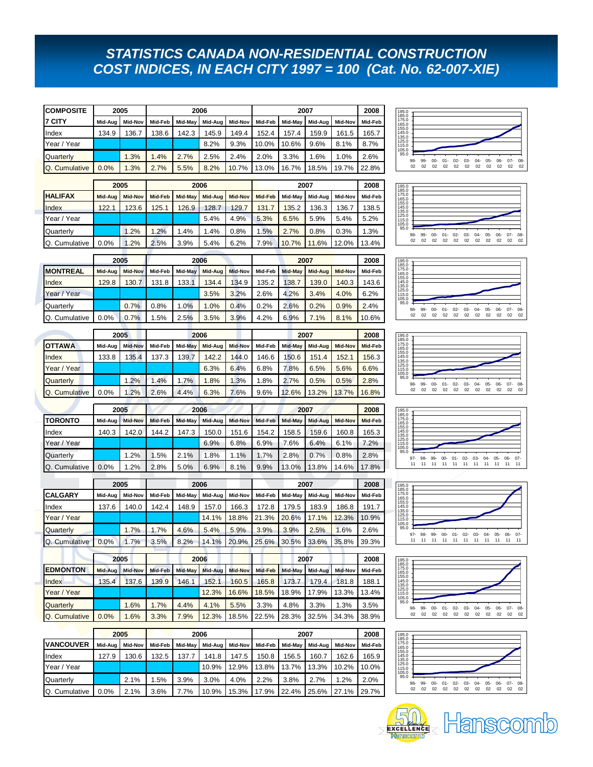# STATISTICS CANADA NON-RESIDENTIAL CONSTRUCTION COST INDICES, IN EACH CITY 1997 = 100 (Cat. No. 62-007-XIE)

| COMPOSITE | 2005 | | 2006 | | | | 2007 | | | | 2008 |
|---|---|---|---|---|---|---|---|---|---|---|---|
| 7 CITY | Mid-Aug | Mid-Nov | Mid-Feb | Mid-May | Mid-Aug | Mid-Nov | Mid-Feb | Mid-May | Mid-Aug | Mid-Nov | Mid-Feb |
| Index | 134.9 | 136.7 | 138.6 | 142.3 | 145.9 | 149.4 | 152.4 | 157.4 | 159.9 | 161.5 | 165.7 |
| Year / Year | | | | | 8.2% | 9.3% | 10.0% | 10.6% | 9.6% | 8.1% | 8.7% |
| Quarterly | | 1.3% | 1.4% | 2.7% | 2.5% | 2.4% | 2.0% | 3.3% | 1.6% | 1.0% | 2.6% |
| Q. Cumulative | 0.0% | 1.3% | 2.7% | 5.5% | 8.2% | 10.7% | 13.0% | 16.7% | 18.5% | 19.7% | 22.8% |

195.0 185.0 175.0 165.0 155.0 145.0 135.0 125.0 115.0 105.0 95.0
98-02 99-02 00-02 01-02 02-02 03-02 04-02 05-02 06-02 07-02 08-02

| HALIFAX | 2005 | | 2006 | | | | 2007 | | | | 2008 |
|---|---|---|---|---|---|---|---|---|---|---|---|
| | Mid-Aug | Mid-Nov | Mid-Feb | Mid-May | Mid-Aug | Mid-Nov | Mid-Feb | Mid-May | Mid-Aug | Mid-Nov | Mid-Feb |
| Index | 122.1 | 123.6 | 125.1 | 126.9 | 128.7 | 129.7 | 131.7 | 135.2 | 136.3 | 136.7 | 138.5 |
| Year / Year | | | | | 5.4% | 4.9% | 5.3% | 6.5% | 5.9% | 5.4% | 5.2% |
| Quarterly | | 1.2% | 1.2% | 1.4% | 1.4% | 0.8% | 1.5% | 2.7% | 0.8% | 0.3% | 1.3% |
| Q. Cumulative | 0.0% | 1.2% | 2.5% | 3.9% | 5.4% | 6.2% | 7.9% | 10.7% | 11.6% | 12.0% | 13.4% |

195.0 185.0 175.0 165.0 155.0 145.0 135.0 125.0 115.0 105.0 95.0
98-02 99-02 00-02 01-02 02-02 03-02 04-02 05-02 06-02 07-02 08-02

| MONTREAL | 2005 | | 2006 | | | | 2007 | | | | 2008 |
|---|---|---|---|---|---|---|---|---|---|---|---|
| | Mid-Aug | Mid-Nov | Mid-Feb | Mid-May | Mid-Aug | Mid-Nov | Mid-Feb | Mid-May | Mid-Aug | Mid-Nov | Mid-Feb |
| Index | 129.8 | 130.7 | 131.8 | 133.1 | 134.4 | 134.9 | 135.2 | 138.7 | 139.0 | 140.3 | 143.6 |
| Year / Year | | | | | 3.5% | 3.2% | 2.6% | 4.2% | 3.4% | 4.0% | 6.2% |
| Quarterly | | 0.7% | 0.8% | 1.0% | 1.0% | 0.4% | 0.2% | 2.6% | 0.2% | 0.9% | 2.4% |
| Q. Cumulative | 0.0% | 0.7% | 1.5% | 2.5% | 3.5% | 3.9% | 4.2% | 6.9% | 7.1% | 8.1% | 10.6% |

195.0 185.0 175.0 165.0 155.0 145.0 135.0 125.0 115.0 105.0 95.0
98-02 99-02 00-02 01-02 02-02 03-02 04-02 05-02 06-02 07-02 08-02

| OTTAWA | 2005 | | 2006 | | | | 2007 | | | | 2008 |
|---|---|---|---|---|---|---|---|---|---|---|---|
| | Mid-Aug | Mid-Nov | Mid-Feb | Mid-May | Mid-Aug | Mid-Nov | Mid-Feb | Mid-May | Mid-Aug | Mid-Nov | Mid-Feb |
| Index | 133.8 | 135.4 | 137.3 | 139.7 | 142.2 | 144.0 | 146.6 | 150.6 | 151.4 | 152.1 | 156.3 |
| Year / Year | | | | | 6.3% | 6.4% | 6.8% | 7.8% | 6.5% | 5.6% | 6.6% |
| Quarterly | | 1.2% | 1.4% | 1.7% | 1.8% | 1.3% | 1.8% | 2.7% | 0.5% | 0.5% | 2.8% |
| Q. Cumulative | 0.0% | 1.2% | 2.6% | 4.4% | 6.3% | 7.6% | 9.6% | 12.6% | 13.2% | 13.7% | 16.8% |

195.0 185.0 175.0 165.0 155.0 145.0 135.0 125.0 115.0 105.0 95.0
98-02 99-02 00-02 01-02 02-02 03-02 04-02 05-02 06-02 07-02 08-02

| TORONTO | 2005 | | 2006 | | | | 2007 | | | | 2008 |
|---|---|---|---|---|---|---|---|---|---|---|---|
| | Mid-Aug | Mid-Nov | Mid-Feb | Mid-May | Mid-Aug | Mid-Nov | Mid-Feb | Mid-May | Mid-Aug | Mid-Nov | Mid-Feb |
| Index | 140.3 | 142.0 | 144.2 | 147.3 | 150.0 | 151.6 | 154.2 | 158.5 | 159.6 | 160.8 | 165.3 |
| Year / Year | | | | | 6.9% | 6.8% | 6.9% | 7.6% | 6.4% | 6.1% | 7.2% |
| Quarterly | | 1.2% | 1.5% | 2.1% | 1.8% | 1.1% | 1.7% | 2.8% | 0.7% | 0.8% | 2.8% |
| Q. Cumulative | 0.0% | 1.2% | 2.8% | 5.0% | 6.9% | 8.1% | 9.9% | 13.0% | 13.8% | 14.6% | 17.8% |

195.0 185.0 175.0 165.0 155.0 145.0 135.0 125.0 115.0 105.0 95.0
97-11 98-11 99-11 00-11 01-11 02-11 03-11 04-11 05-11 06-11 07-11

| CALGARY | 2005 | | 2006 | | | | 2007 | | | | 2008 |
|---|---|---|---|---|---|---|---|---|---|---|---|
| | Mid-Aug | Mid-Nov | Mid-Feb | Mid-May | Mid-Aug | Mid-Nov | Mid-Feb | Mid-May | Mid-Aug | Mid-Nov | Mid-Feb |
| Index | 137.6 | 140.0 | 142.4 | 148.9 | 157.0 | 166.3 | 172.8 | 179.5 | 183.9 | 186.8 | 191.7 |
| Year / Year | | | | | 14.1% | 18.8% | 21.3% | 20.6% | 17.1% | 12.3% | 10.9% |
| Quarterly | | 1.7% | 1.7% | 4.6% | 5.4% | 5.9% | 3.9% | 3.9% | 2.5% | 1.6% | 2.6% |
| Q. Cumulative | 0.0% | 1.7% | 3.5% | 8.2% | 14.1% | 20.9% | 25.6% | 30.5% | 33.6% | 35.8% | 39.3% |

195.0 185.0 175.0 165.0 155.0 145.0 135.0 125.0 115.0 105.0 95.0
97-11 98-11 99-11 00-11 01-11 02-11 03-11 04-11 05-11 06-11 07-11

| EDMONTON | 2005 | | 2006 | | | | 2007 | | | | 2008 |
|---|---|---|---|---|---|---|---|---|---|---|---|
| | Mid-Aug | Mid-Nov | Mid-Feb | Mid-May | Mid-Aug | Mid-Nov | Mid-Feb | Mid-May | Mid-Aug | Mid-Nov | Mid-Feb |
| Index | 135.4 | 137.6 | 139.9 | 146.1 | 152.1 | 160.5 | 165.8 | 173.7 | 179.4 | 181.8 | 188.1 |
| Year / Year | | | | | 12.3% | 16.6% | 18.5% | 18.9% | 17.9% | 13.3% | 13.4% |
| Quarterly | | 1.6% | 1.7% | 4.4% | 4.1% | 5.5% | 3.3% | 4.8% | 3.3% | 1.3% | 3.5% |
| Q. Cumulative | 0.0% | 1.6% | 3.3% | 7.9% | 12.3% | 18.5% | 22.5% | 28.3% | 32.5% | 34.3% | 38.9% |

195.0 185.0 175.0 165.0 155.0 145.0 135.0 125.0 115.0 105.0 95.0
98-02 99-02 00-02 01-02 02-02 03-02 04-02 05-02 06-02 07-02 08-02

| VANCOUVER | 2005 | | 2006 | | | | 2007 | | | | 2008 |
|---|---|---|---|---|---|---|---|---|---|---|---|
| | Mid-Aug | Mid-Nov | Mid-Feb | Mid-May | Mid-Aug | Mid-Nov | Mid-Feb | Mid-May | Mid-Aug | Mid-Nov | Mid-Feb |
| Index | 127.9 | 130.6 | 132.5 | 137.7 | 141.8 | 147.5 | 150.8 | 156.5 | 160.7 | 162.6 | 165.9 |
| Year / Year | | | | | 10.9% | 12.9% | 13.8% | 13.7% | 13.3% | 10.2% | 10.0% |
| Quarterly | | 2.1% | 1.5% | 3.9% | 3.0% | 4.0% | 2.2% | 3.8% | 2.7% | 1.2% | 2.0% |
| Q. Cumulative | 0.0% | 2.1% | 3.6% | 7.7% | 10.9% | 15.3% | 17.9% | 22.4% | 25.6% | 27.1% | 29.7% |

195.0 185.0 175.0 165.0 155.0 145.0 135.0 125.0 115.0 105.0 95.0
98-02 99-02 00-02 01-02 02-02 03-02 04-02 05-02 06-02 07-02 08-02

50 Years of EXCELLENCE Hanscomb

Hanscomb